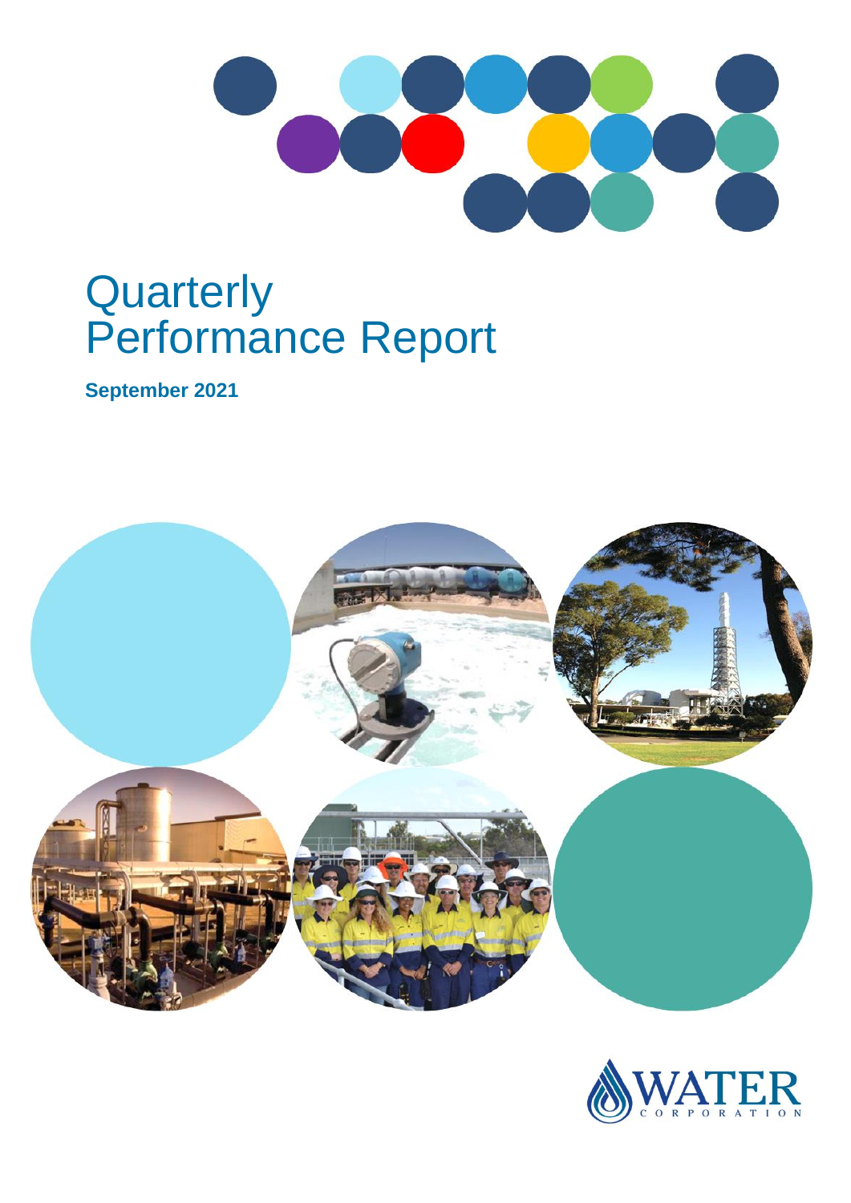# Quarterly Performance Report

**September 2021**

WATER CORPORATION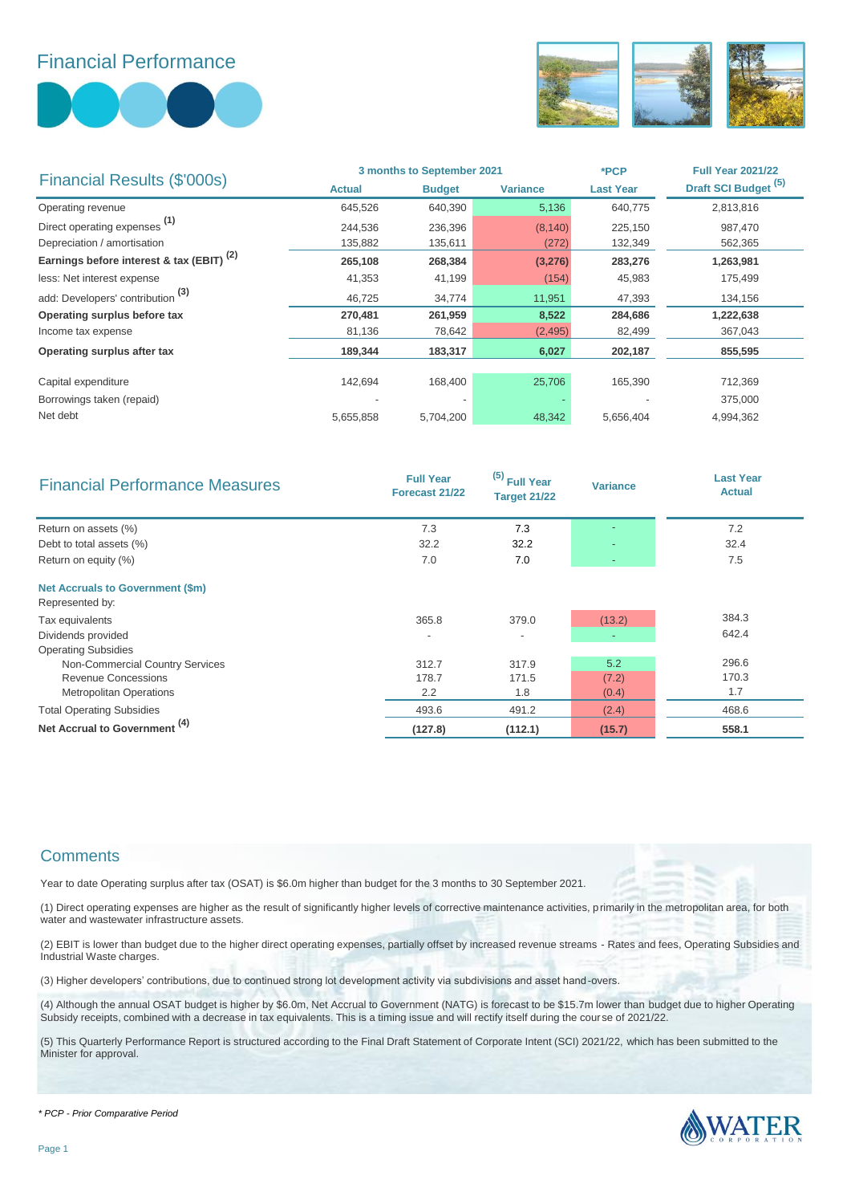# Financial Performance

## Financial Results ($'000s)

| | 3 months to September 2021 | | | *PCP | Full Year 2021/22 |
|---|---|---|---|---|---|
| | Actual | Budget | Variance | Last Year | Draft SCI Budget [5] |
| Operating revenue | 645,526 | 640,390 | 5,136 | 640,775 | 2,813,816 |
| Direct operating expenses [1] | 244,536 | 236,396 | (8,140) | 225,150 | 987,470 |
| Depreciation / amortisation | 135,882 | 135,611 | (272) | 132,349 | 562,365 |
| **Earnings before interest & tax (EBIT) [2]** | **265,108** | **268,384** | **(3,276)** | **283,276** | **1,263,981** |
| less: Net interest expense | 41,353 | 41,199 | (154) | 45,983 | 175,499 |
| add: Developers' contribution [3] | 46,725 | 34,774 | 11,951 | 47,393 | 134,156 |
| **Operating surplus before tax** | **270,481** | **261,959** | **8,522** | **284,686** | **1,222,638** |
| Income tax expense | 81,136 | 78,642 | (2,495) | 82,499 | 367,043 |
| **Operating surplus after tax** | **189,344** | **183,317** | **6,027** | **202,187** | **855,595** |
| | | | | | |
| Capital expenditure | 142,694 | 168,400 | 25,706 | 165,390 | 712,369 |
| Borrowings taken (repaid) | - | - | - | - | 375,000 |
| Net debt | 5,655,858 | 5,704,200 | 48,342 | 5,656,404 | 4,994,362 |

## Financial Performance Measures

| | Full Year Forecast 21/22 | [5] Full Year Target 21/22 | Variance | Last Year Actual |
|---|---|---|---|---|
| Return on assets (%) | 7.3 | 7.3 | - | 7.2 |
| Debt to total assets (%) | 32.2 | 32.2 | - | 32.4 |
| Return on equity (%) | 7.0 | 7.0 | - | 7.5 |
| **Net Accruals to Government ($m)** | | | | |
| Represented by: | | | | |
| Tax equivalents | 365.8 | 379.0 | (13.2) | 384.3 |
| Dividends provided | - | - | - | 642.4 |
| Operating Subsidies | | | | |
| Non-Commercial Country Services | 312.7 | 317.9 | 5.2 | 296.6 |
| Revenue Concessions | 178.7 | 171.5 | (7.2) | 170.3 |
| Metropolitan Operations | 2.2 | 1.8 | (0.4) | 1.7 |
| Total Operating Subsidies | 493.6 | 491.2 | (2.4) | 468.6 |
| **Net Accrual to Government [4]** | **(127.8)** | **(112.1)** | **(15.7)** | **558.1** |

## Comments

Year to date Operating surplus after tax (OSAT) is $6.0m higher than budget for the 3 months to 30 September 2021.

(1) Direct operating expenses are higher as the result of significantly higher levels of corrective maintenance activities, primarily in the metropolitan area, for both water and wastewater infrastructure assets.

(2) EBIT is lower than budget due to the higher direct operating expenses, partially offset by increased revenue streams - Rates and fees, Operating Subsidies and Industrial Waste charges.

(3) Higher developers' contributions, due to continued strong lot development activity via subdivisions and asset hand-overs.

(4) Although the annual OSAT budget is higher by $6.0m, Net Accrual to Government (NATG) is forecast to be $15.7m lower than budget due to higher Operating Subsidy receipts, combined with a decrease in tax equivalents. This is a timing issue and will rectify itself during the course of 2021/22.

(5) This Quarterly Performance Report is structured according to the Final Draft Statement of Corporate Intent (SCI) 2021/22, which has been submitted to the Minister for approval.

*\* PCP - Prior Comparative Period*

WATER CORPORATION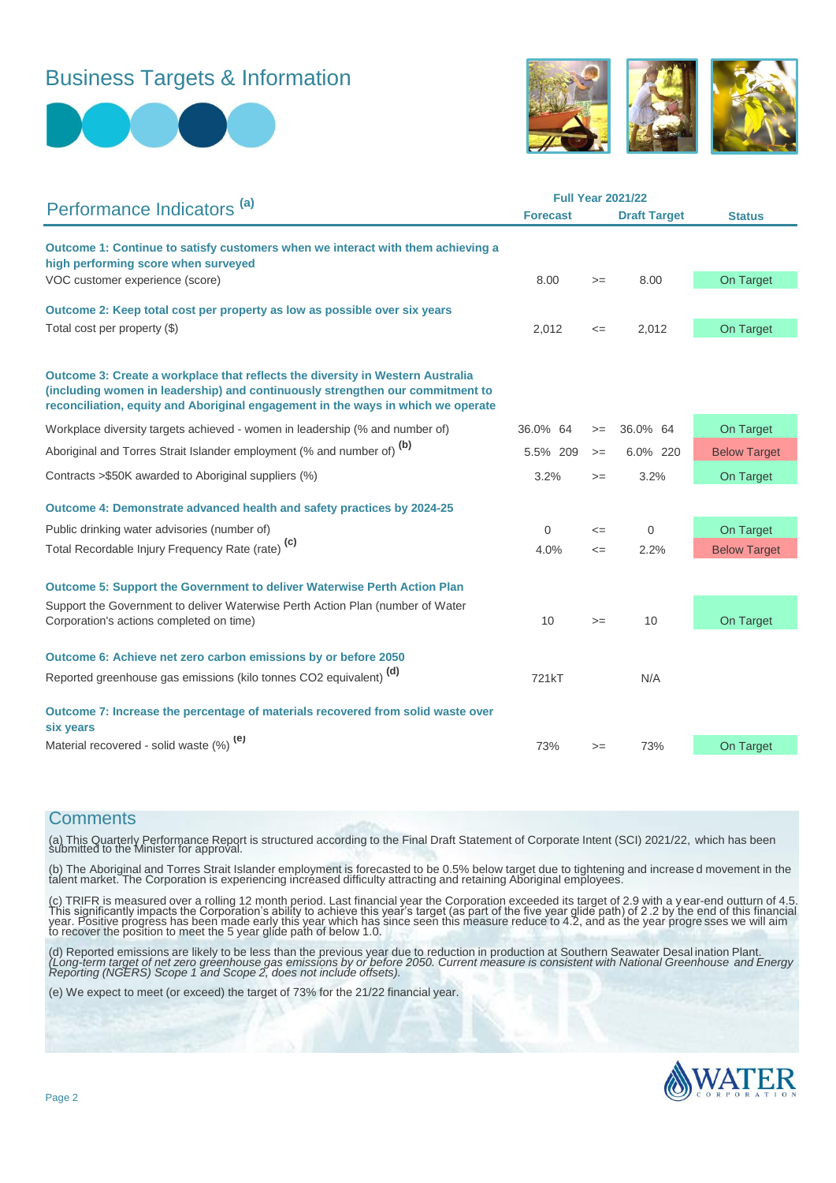# Business Targets & Information

## Performance Indicators [a]

| Performance Indicators | Full Year 2021/22 Forecast | | Draft Target | Status |
|---|---|---|---|---|
| **Outcome 1: Continue to satisfy customers when we interact with them achieving a high performing score when surveyed** | | | | |
| VOC customer experience (score) | 8.00 | >= | 8.00 | On Target |
| **Outcome 2: Keep total cost per property as low as possible over six years** | | | | |
| Total cost per property ($) | 2,012 | <= | 2,012 | On Target |
| **Outcome 3: Create a workplace that reflects the diversity in Western Australia (including women in leadership) and continuously strengthen our commitment to reconciliation, equity and Aboriginal engagement in the ways in which we operate** | | | | |
| Workplace diversity targets achieved - women in leadership (% and number of) | 36.0% 64 | >= | 36.0% 64 | On Target |
| Aboriginal and Torres Strait Islander employment (% and number of) [b] | 5.5% 209 | >= | 6.0% 220 | Below Target |
| Contracts >$50K awarded to Aboriginal suppliers (%) | 3.2% | >= | 3.2% | On Target |
| **Outcome 4: Demonstrate advanced health and safety practices by 2024-25** | | | | |
| Public drinking water advisories (number of) | 0 | <= | 0 | On Target |
| Total Recordable Injury Frequency Rate (rate) [c] | 4.0% | <= | 2.2% | Below Target |
| **Outcome 5: Support the Government to deliver Waterwise Perth Action Plan** | | | | |
| Support the Government to deliver Waterwise Perth Action Plan (number of Water Corporation's actions completed on time) | 10 | >= | 10 | On Target |
| **Outcome 6: Achieve net zero carbon emissions by or before 2050** | | | | |
| Reported greenhouse gas emissions (kilo tonnes CO2 equivalent) [d] | 721kT | | N/A | |
| **Outcome 7: Increase the percentage of materials recovered from solid waste over six years** | | | | |
| Material recovered - solid waste (%) [e] | 73% | >= | 73% | On Target |

## Comments

(a) This Quarterly Performance Report is structured according to the Final Draft Statement of Corporate Intent (SCI) 2021/22, which has been submitted to the Minister for approval.

(b) The Aboriginal and Torres Strait Islander employment is forecasted to be 0.5% below target due to tightening and increased movement in the talent market. The Corporation is experiencing increased difficulty attracting and retaining Aboriginal employees.

(c) TRIFR is measured over a rolling 12 month period. Last financial year the Corporation exceeded its target of 2.9 with a year-end outturn of 4.5. This significantly impacts the Corporation's ability to achieve this year's target (as part of the five year glide path) of 2.2 by the end of this financial year. Positive progress has been made early this year which has since seen this measure reduce to 4.2, and as the year progresses we will aim to recover the position to meet the 5 year glide path of below 1.0.

(d) Reported emissions are likely to be less than the previous year due to reduction in production at Southern Seawater Desalination Plant. *(Long-term target of net zero greenhouse gas emissions by or before 2050. Current measure is consistent with National Greenhouse and Energy Reporting (NGERS) Scope 1 and Scope 2, does not include offsets).*

(e) We expect to meet (or exceed) the target of 73% for the 21/22 financial year.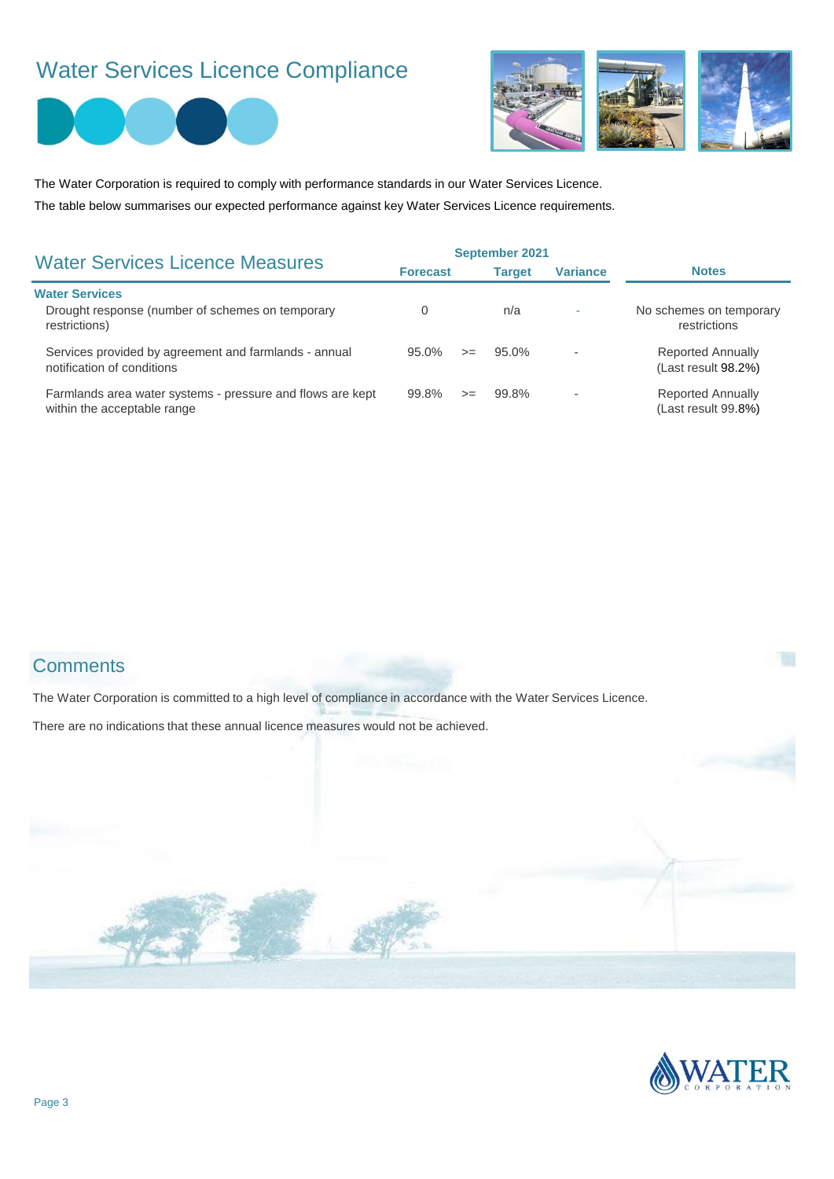# Water Services Licence Compliance

The Water Corporation is required to comply with performance standards in our Water Services Licence.

The table below summarises our expected performance against key Water Services Licence requirements.

| Water Services Licence Measures | September 2021 | | | | Notes |
|---|---|---|---|---|---|
| | Forecast | | Target | Variance | |
| **Water Services** | | | | | |
| Drought response (number of schemes on temporary restrictions) | 0 | | n/a | - | No schemes on temporary restrictions |
| Services provided by agreement and farmlands - annual notification of conditions | 95.0% | >= | 95.0% | - | Reported Annually (Last result 98.2%) |
| Farmlands area water systems - pressure and flows are kept within the acceptable range | 99.8% | >= | 99.8% | - | Reported Annually (Last result 99.8%) |

## Comments

The Water Corporation is committed to a high level of compliance in accordance with the Water Services Licence.

There are no indications that these annual licence measures would not be achieved.